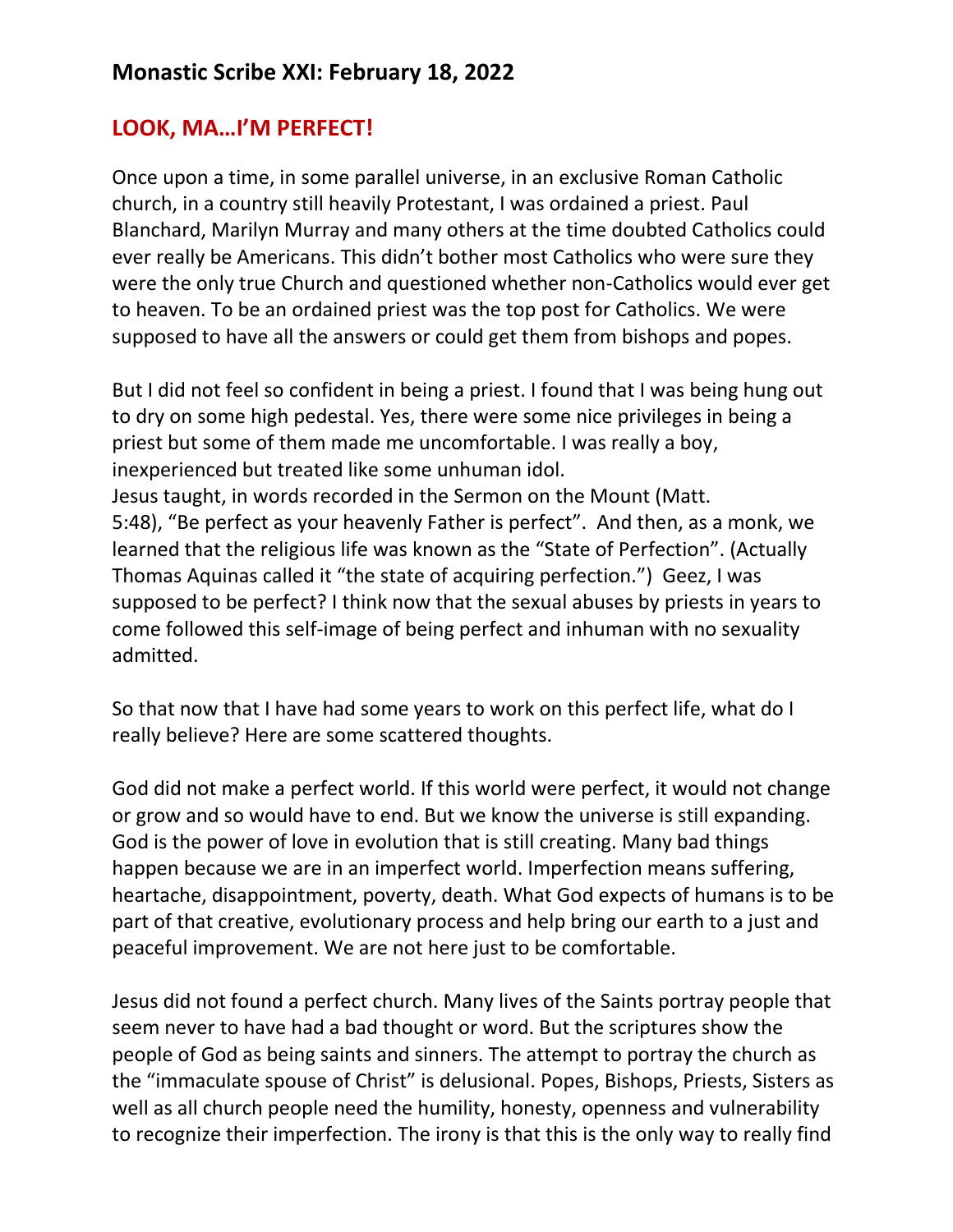## Monastic Scribe XXI: February 18, 2022

## **LOOK, MA…I'M PERFECT!**

Once upon a time, in some parallel universe, in an exclusive Roman Catholic church, in a country still heavily Protestant, I was ordained a priest. Paul Blanchard, Marilyn Murray and many others at the time doubted Catholics could ever really be Americans. This didn't bother most Catholics who were sure they were the only true Church and questioned whether non-Catholics would ever get to heaven. To be an ordained priest was the top post for Catholics. We were supposed to have all the answers or could get them from bishops and popes.

But I did not feel so confident in being a priest. I found that I was being hung out to dry on some high pedestal. Yes, there were some nice privileges in being a priest but some of them made me uncomfortable. I was really a boy, inexperienced but treated like some unhuman idol.
Jesus taught, in words recorded in the Sermon on the Mount (Matt. 5:48), "Be perfect as your heavenly Father is perfect". And then, as a monk, we learned that the religious life was known as the "State of Perfection". (Actually Thomas Aquinas called it "the state of acquiring perfection.") Geez, I was supposed to be perfect? I think now that the sexual abuses by priests in years to come followed this self-image of being perfect and inhuman with no sexuality admitted.

So that now that I have had some years to work on this perfect life, what do I really believe? Here are some scattered thoughts.

God did not make a perfect world. If this world were perfect, it would not change or grow and so would have to end. But we know the universe is still expanding. God is the power of love in evolution that is still creating. Many bad things happen because we are in an imperfect world. Imperfection means suffering, heartache, disappointment, poverty, death. What God expects of humans is to be part of that creative, evolutionary process and help bring our earth to a just and peaceful improvement. We are not here just to be comfortable.

Jesus did not found a perfect church. Many lives of the Saints portray people that seem never to have had a bad thought or word. But the scriptures show the people of God as being saints and sinners. The attempt to portray the church as the "immaculate spouse of Christ" is delusional. Popes, Bishops, Priests, Sisters as well as all church people need the humility, honesty, openness and vulnerability to recognize their imperfection. The irony is that this is the only way to really find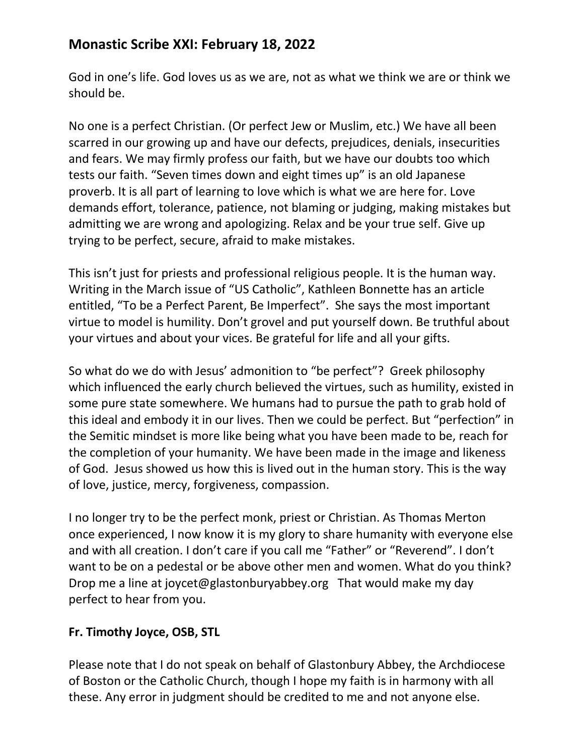## Monastic Scribe XXI: February 18, 2022

God in one's life. God loves us as we are, not as what we think we are or think we should be.

No one is a perfect Christian. (Or perfect Jew or Muslim, etc.) We have all been scarred in our growing up and have our defects, prejudices, denials, insecurities and fears. We may firmly profess our faith, but we have our doubts too which tests our faith. "Seven times down and eight times up" is an old Japanese proverb. It is all part of learning to love which is what we are here for. Love demands effort, tolerance, patience, not blaming or judging, making mistakes but admitting we are wrong and apologizing. Relax and be your true self. Give up trying to be perfect, secure, afraid to make mistakes.

This isn't just for priests and professional religious people. It is the human way. Writing in the March issue of "US Catholic", Kathleen Bonnette has an article entitled, "To be a Perfect Parent, Be Imperfect". She says the most important virtue to model is humility. Don't grovel and put yourself down. Be truthful about your virtues and about your vices. Be grateful for life and all your gifts.

So what do we do with Jesus' admonition to "be perfect"? Greek philosophy which influenced the early church believed the virtues, such as humility, existed in some pure state somewhere. We humans had to pursue the path to grab hold of this ideal and embody it in our lives. Then we could be perfect. But "perfection" in the Semitic mindset is more like being what you have been made to be, reach for the completion of your humanity. We have been made in the image and likeness of God. Jesus showed us how this is lived out in the human story. This is the way of love, justice, mercy, forgiveness, compassion.

I no longer try to be the perfect monk, priest or Christian. As Thomas Merton once experienced, I now know it is my glory to share humanity with everyone else and with all creation. I don't care if you call me "Father" or "Reverend". I don't want to be on a pedestal or be above other men and women. What do you think? Drop me a line at joycet@glastonburyabbey.org That would make my day perfect to hear from you.

**Fr. Timothy Joyce, OSB, STL**

Please note that I do not speak on behalf of Glastonbury Abbey, the Archdiocese of Boston or the Catholic Church, though I hope my faith is in harmony with all these. Any error in judgment should be credited to me and not anyone else.